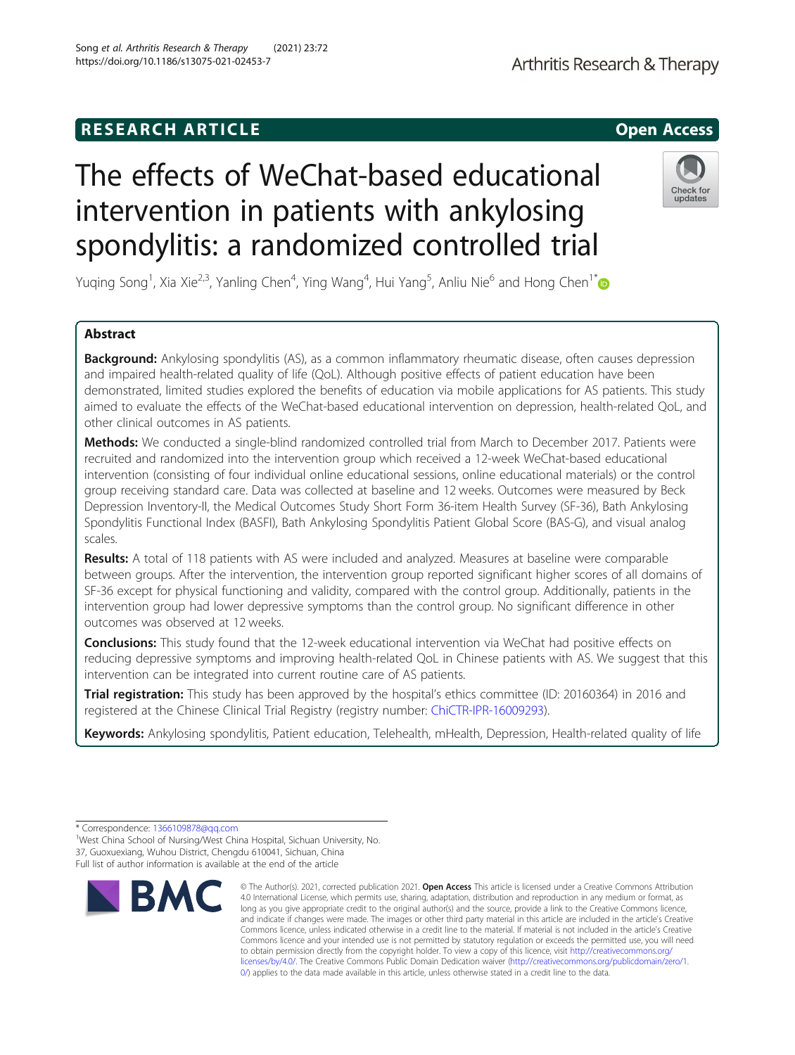RESEARCH ARTICLE

Open Access

# The effects of WeChat-based educational intervention in patients with ankylosing spondylitis: a randomized controlled trial

Yuqing Song[1], Xia Xie[2,3], Yanling Chen[4], Ying Wang[4], Hui Yang[5], Anliu Nie[6] and Hong Chen[1*]

## Abstract

**Background:** Ankylosing spondylitis (AS), as a common inflammatory rheumatic disease, often causes depression and impaired health-related quality of life (QoL). Although positive effects of patient education have been demonstrated, limited studies explored the benefits of education via mobile applications for AS patients. This study aimed to evaluate the effects of the WeChat-based educational intervention on depression, health-related QoL, and other clinical outcomes in AS patients.

**Methods:** We conducted a single-blind randomized controlled trial from March to December 2017. Patients were recruited and randomized into the intervention group which received a 12-week WeChat-based educational intervention (consisting of four individual online educational sessions, online educational materials) or the control group receiving standard care. Data was collected at baseline and 12 weeks. Outcomes were measured by Beck Depression Inventory-II, the Medical Outcomes Study Short Form 36-item Health Survey (SF-36), Bath Ankylosing Spondylitis Functional Index (BASFI), Bath Ankylosing Spondylitis Patient Global Score (BAS-G), and visual analog scales.

**Results:** A total of 118 patients with AS were included and analyzed. Measures at baseline were comparable between groups. After the intervention, the intervention group reported significant higher scores of all domains of SF-36 except for physical functioning and validity, compared with the control group. Additionally, patients in the intervention group had lower depressive symptoms than the control group. No significant difference in other outcomes was observed at 12 weeks.

**Conclusions:** This study found that the 12-week educational intervention via WeChat had positive effects on reducing depressive symptoms and improving health-related QoL in Chinese patients with AS. We suggest that this intervention can be integrated into current routine care of AS patients.

**Trial registration:** This study has been approved by the hospital's ethics committee (ID: 20160364) in 2016 and registered at the Chinese Clinical Trial Registry (registry number: ChiCTR-IPR-16009293).

**Keywords:** Ankylosing spondylitis, Patient education, Telehealth, mHealth, Depression, Health-related quality of life

---

* Correspondence: 1366109878@qq.com

[1]West China School of Nursing/West China Hospital, Sichuan University, No. 37, Guoxuexiang, Wuhou District, Chengdu 610041, Sichuan, China

Full list of author information is available at the end of the article

© The Author(s). 2021, corrected publication 2021. **Open Access** This article is licensed under a Creative Commons Attribution 4.0 International License, which permits use, sharing, adaptation, distribution and reproduction in any medium or format, as long as you give appropriate credit to the original author(s) and the source, provide a link to the Creative Commons licence, and indicate if changes were made. The images or other third party material in this article are included in the article's Creative Commons licence, unless indicated otherwise in a credit line to the material. If material is not included in the article's Creative Commons licence and your intended use is not permitted by statutory regulation or exceeds the permitted use, you will need to obtain permission directly from the copyright holder. To view a copy of this licence, visit http://creativecommons.org/licenses/by/4.0/. The Creative Commons Public Domain Dedication waiver (http://creativecommons.org/publicdomain/zero/1.0/) applies to the data made available in this article, unless otherwise stated in a credit line to the data.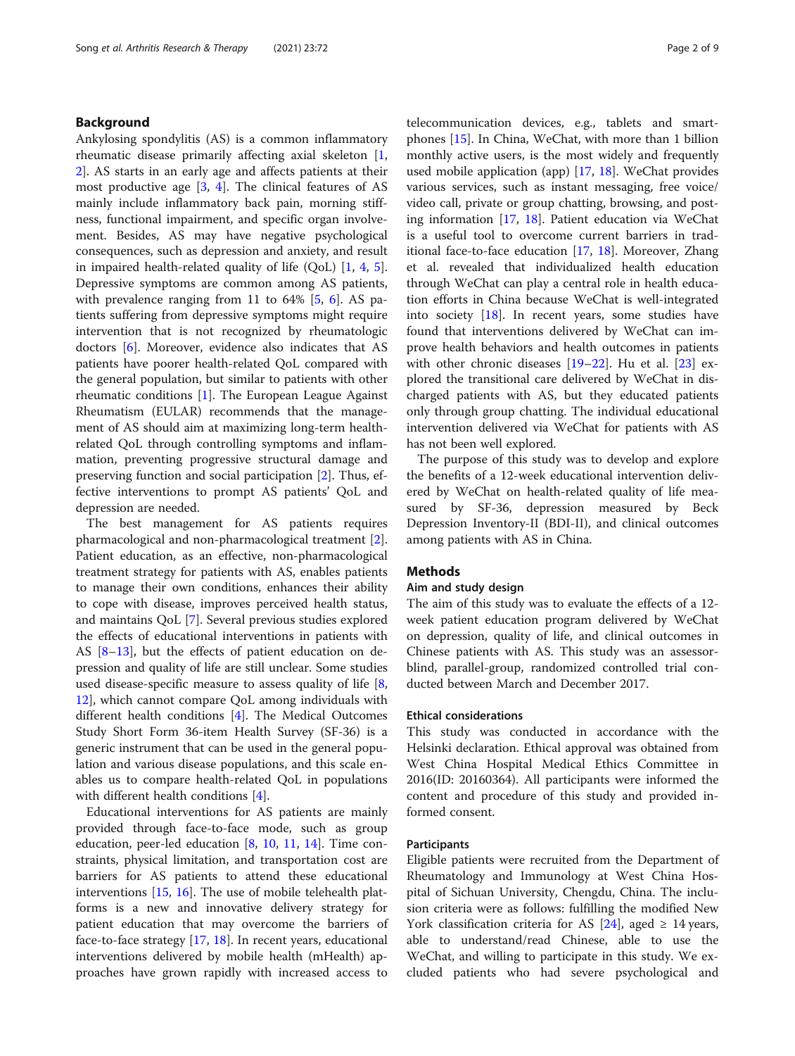## Background

Ankylosing spondylitis (AS) is a common inflammatory rheumatic disease primarily affecting axial skeleton [1, 2]. AS starts in an early age and affects patients at their most productive age [3, 4]. The clinical features of AS mainly include inflammatory back pain, morning stiffness, functional impairment, and specific organ involvement. Besides, AS may have negative psychological consequences, such as depression and anxiety, and result in impaired health-related quality of life (QoL) [1, 4, 5]. Depressive symptoms are common among AS patients, with prevalence ranging from 11 to 64% [5, 6]. AS patients suffering from depressive symptoms might require intervention that is not recognized by rheumatologic doctors [6]. Moreover, evidence also indicates that AS patients have poorer health-related QoL compared with the general population, but similar to patients with other rheumatic conditions [1]. The European League Against Rheumatism (EULAR) recommends that the management of AS should aim at maximizing long-term health-related QoL through controlling symptoms and inflammation, preventing progressive structural damage and preserving function and social participation [2]. Thus, effective interventions to prompt AS patients' QoL and depression are needed.

The best management for AS patients requires pharmacological and non-pharmacological treatment [2]. Patient education, as an effective, non-pharmacological treatment strategy for patients with AS, enables patients to manage their own conditions, enhances their ability to cope with disease, improves perceived health status, and maintains QoL [7]. Several previous studies explored the effects of educational interventions in patients with AS [8–13], but the effects of patient education on depression and quality of life are still unclear. Some studies used disease-specific measure to assess quality of life [8, 12], which cannot compare QoL among individuals with different health conditions [4]. The Medical Outcomes Study Short Form 36-item Health Survey (SF-36) is a generic instrument that can be used in the general population and various disease populations, and this scale enables us to compare health-related QoL in populations with different health conditions [4].

Educational interventions for AS patients are mainly provided through face-to-face mode, such as group education, peer-led education [8, 10, 11, 14]. Time constraints, physical limitation, and transportation cost are barriers for AS patients to attend these educational interventions [15, 16]. The use of mobile telehealth platforms is a new and innovative delivery strategy for patient education that may overcome the barriers of face-to-face strategy [17, 18]. In recent years, educational interventions delivered by mobile health (mHealth) approaches have grown rapidly with increased access to telecommunication devices, e.g., tablets and smartphones [15]. In China, WeChat, with more than 1 billion monthly active users, is the most widely and frequently used mobile application (app) [17, 18]. WeChat provides various services, such as instant messaging, free voice/video call, private or group chatting, browsing, and posting information [17, 18]. Patient education via WeChat is a useful tool to overcome current barriers in traditional face-to-face education [17, 18]. Moreover, Zhang et al. revealed that individualized health education through WeChat can play a central role in health education efforts in China because WeChat is well-integrated into society [18]. In recent years, some studies have found that interventions delivered by WeChat can improve health behaviors and health outcomes in patients with other chronic diseases [19–22]. Hu et al. [23] explored the transitional care delivered by WeChat in discharged patients with AS, but they educated patients only through group chatting. The individual educational intervention delivered via WeChat for patients with AS has not been well explored.

The purpose of this study was to develop and explore the benefits of a 12-week educational intervention delivered by WeChat on health-related quality of life measured by SF-36, depression measured by Beck Depression Inventory-II (BDI-II), and clinical outcomes among patients with AS in China.

## Methods

### Aim and study design

The aim of this study was to evaluate the effects of a 12-week patient education program delivered by WeChat on depression, quality of life, and clinical outcomes in Chinese patients with AS. This study was an assessor-blind, parallel-group, randomized controlled trial conducted between March and December 2017.

### Ethical considerations

This study was conducted in accordance with the Helsinki declaration. Ethical approval was obtained from West China Hospital Medical Ethics Committee in 2016(ID: 20160364). All participants were informed the content and procedure of this study and provided informed consent.

### Participants

Eligible patients were recruited from the Department of Rheumatology and Immunology at West China Hospital of Sichuan University, Chengdu, China. The inclusion criteria were as follows: fulfilling the modified New York classification criteria for AS [24], aged ≥ 14 years, able to understand/read Chinese, able to use the WeChat, and willing to participate in this study. We excluded patients who had severe psychological and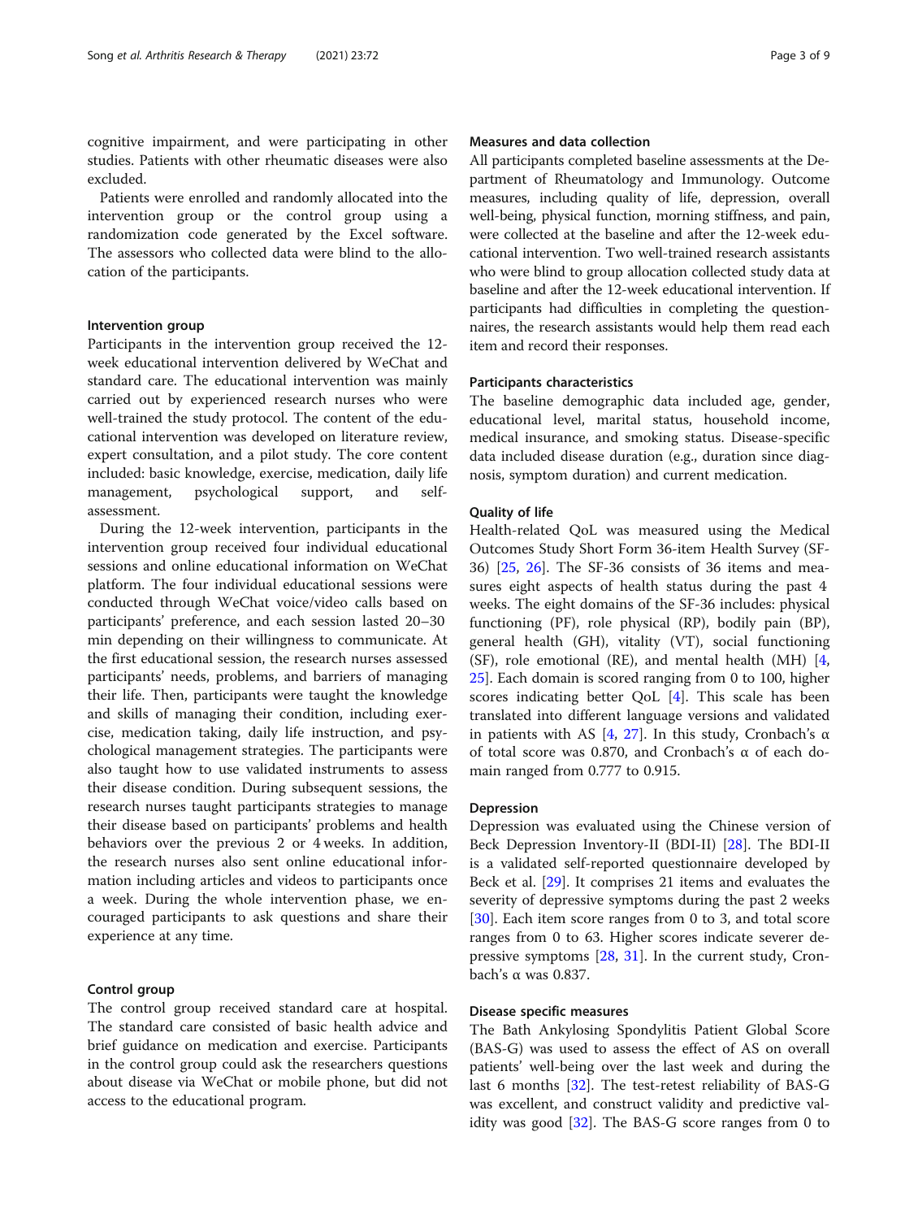cognitive impairment, and were participating in other studies. Patients with other rheumatic diseases were also excluded.

Patients were enrolled and randomly allocated into the intervention group or the control group using a randomization code generated by the Excel software. The assessors who collected data were blind to the allocation of the participants.

### Intervention group

Participants in the intervention group received the 12-week educational intervention delivered by WeChat and standard care. The educational intervention was mainly carried out by experienced research nurses who were well-trained the study protocol. The content of the educational intervention was developed on literature review, expert consultation, and a pilot study. The core content included: basic knowledge, exercise, medication, daily life management, psychological support, and self-assessment.

During the 12-week intervention, participants in the intervention group received four individual educational sessions and online educational information on WeChat platform. The four individual educational sessions were conducted through WeChat voice/video calls based on participants' preference, and each session lasted 20–30 min depending on their willingness to communicate. At the first educational session, the research nurses assessed participants' needs, problems, and barriers of managing their life. Then, participants were taught the knowledge and skills of managing their condition, including exercise, medication taking, daily life instruction, and psychological management strategies. The participants were also taught how to use validated instruments to assess their disease condition. During subsequent sessions, the research nurses taught participants strategies to manage their disease based on participants' problems and health behaviors over the previous 2 or 4 weeks. In addition, the research nurses also sent online educational information including articles and videos to participants once a week. During the whole intervention phase, we encouraged participants to ask questions and share their experience at any time.

### Control group

The control group received standard care at hospital. The standard care consisted of basic health advice and brief guidance on medication and exercise. Participants in the control group could ask the researchers questions about disease via WeChat or mobile phone, but did not access to the educational program.

### Measures and data collection

All participants completed baseline assessments at the Department of Rheumatology and Immunology. Outcome measures, including quality of life, depression, overall well-being, physical function, morning stiffness, and pain, were collected at the baseline and after the 12-week educational intervention. Two well-trained research assistants who were blind to group allocation collected study data at baseline and after the 12-week educational intervention. If participants had difficulties in completing the questionnaires, the research assistants would help them read each item and record their responses.

### Participants characteristics

The baseline demographic data included age, gender, educational level, marital status, household income, medical insurance, and smoking status. Disease-specific data included disease duration (e.g., duration since diagnosis, symptom duration) and current medication.

### Quality of life

Health-related QoL was measured using the Medical Outcomes Study Short Form 36-item Health Survey (SF-36) [25, 26]. The SF-36 consists of 36 items and measures eight aspects of health status during the past 4 weeks. The eight domains of the SF-36 includes: physical functioning (PF), role physical (RP), bodily pain (BP), general health (GH), vitality (VT), social functioning (SF), role emotional (RE), and mental health (MH) [4, 25]. Each domain is scored ranging from 0 to 100, higher scores indicating better QoL [4]. This scale has been translated into different language versions and validated in patients with AS [4, 27]. In this study, Cronbach's α of total score was 0.870, and Cronbach's α of each domain ranged from 0.777 to 0.915.

### Depression

Depression was evaluated using the Chinese version of Beck Depression Inventory-II (BDI-II) [28]. The BDI-II is a validated self-reported questionnaire developed by Beck et al. [29]. It comprises 21 items and evaluates the severity of depressive symptoms during the past 2 weeks [30]. Each item score ranges from 0 to 3, and total score ranges from 0 to 63. Higher scores indicate severer depressive symptoms [28, 31]. In the current study, Cronbach's α was 0.837.

### Disease specific measures

The Bath Ankylosing Spondylitis Patient Global Score (BAS-G) was used to assess the effect of AS on overall patients' well-being over the last week and during the last 6 months [32]. The test-retest reliability of BAS-G was excellent, and construct validity and predictive validity was good [32]. The BAS-G score ranges from 0 to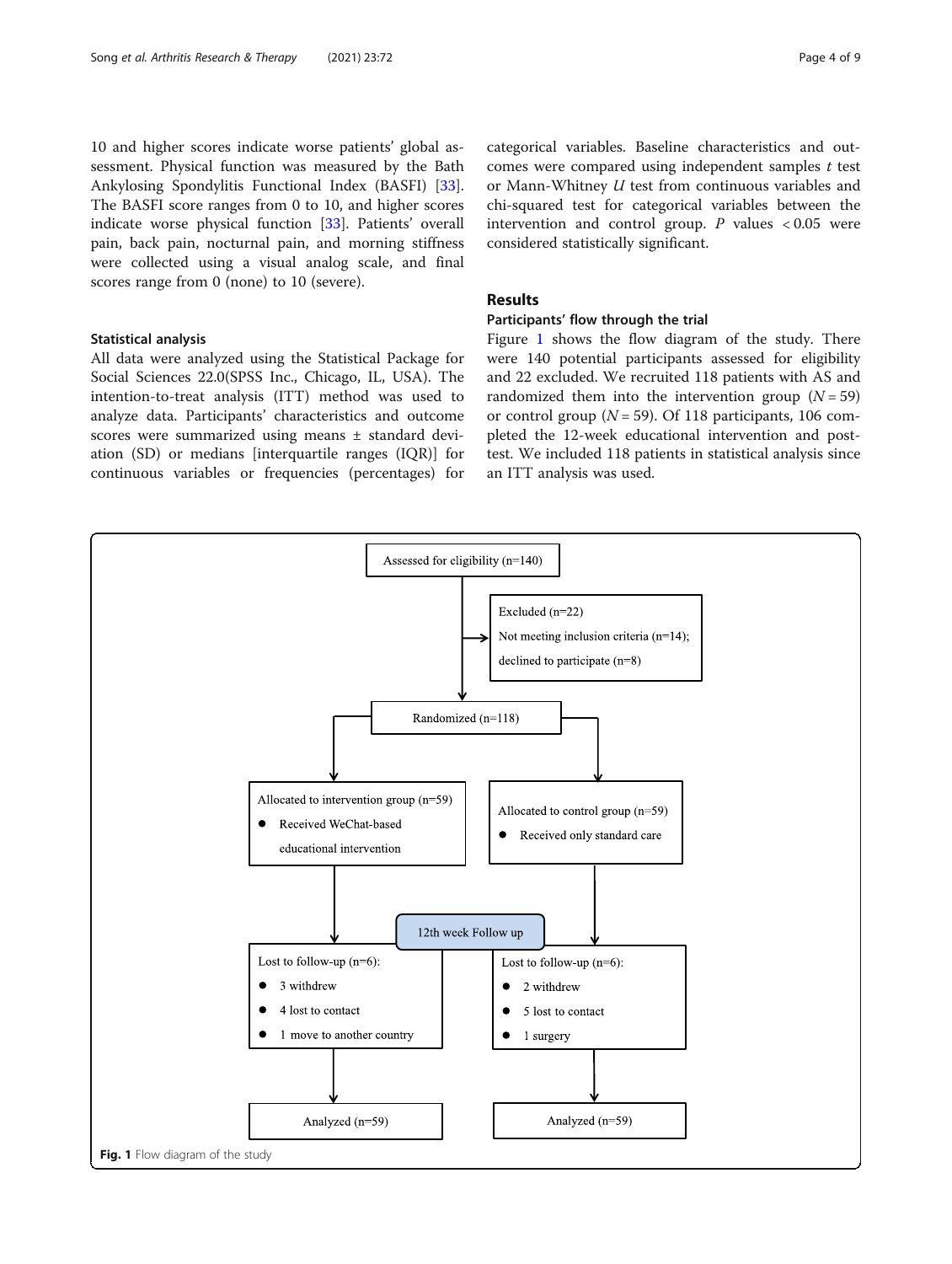10 and higher scores indicate worse patients' global assessment. Physical function was measured by the Bath Ankylosing Spondylitis Functional Index (BASFI) [33]. The BASFI score ranges from 0 to 10, and higher scores indicate worse physical function [33]. Patients' overall pain, back pain, nocturnal pain, and morning stiffness were collected using a visual analog scale, and final scores range from 0 (none) to 10 (severe).

### Statistical analysis

All data were analyzed using the Statistical Package for Social Sciences 22.0(SPSS Inc., Chicago, IL, USA). The intention-to-treat analysis (ITT) method was used to analyze data. Participants' characteristics and outcome scores were summarized using means ± standard deviation (SD) or medians [interquartile ranges (IQR)] for continuous variables or frequencies (percentages) for categorical variables. Baseline characteristics and outcomes were compared using independent samples *t* test or Mann-Whitney *U* test from continuous variables and chi-squared test for categorical variables between the intervention and control group. *P* values < 0.05 were considered statistically significant.

## Results

### Participants' flow through the trial

Figure 1 shows the flow diagram of the study. There were 140 potential participants assessed for eligibility and 22 excluded. We recruited 118 patients with AS and randomized them into the intervention group ($N = 59$) or control group ($N = 59$). Of 118 participants, 106 completed the 12-week educational intervention and post-test. We included 118 patients in statistical analysis since an ITT analysis was used.

Assessed for eligibility (n=140)

Excluded (n=22)
Not meeting inclusion criteria (n=14);
declined to participate (n=8)

Randomized (n=118)

Allocated to intervention group (n=59)
- Received WeChat-based educational intervention

Allocated to control group (n=59)
- Received only standard care

12th week Follow up

Lost to follow-up (n=6):
- 3 withdrew
- 4 lost to contact
- 1 move to another country

Lost to follow-up (n=6):
- 2 withdrew
- 5 lost to contact
- 1 surgery

Analyzed (n=59)

Analyzed (n=59)

**Fig. 1** Flow diagram of the study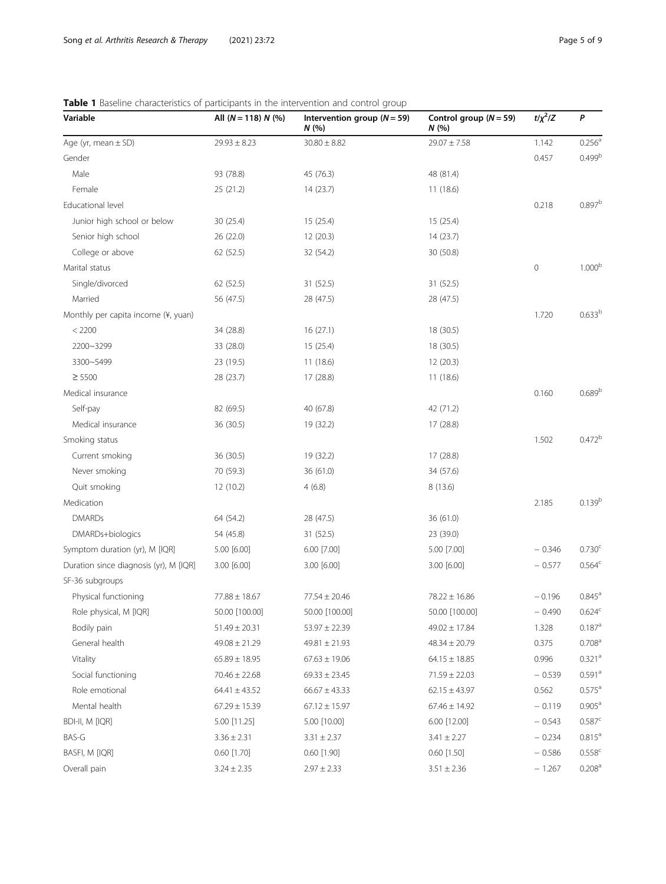**Table 1** Baseline characteristics of participants in the intervention and control group

| Variable | All (*N* = 118) *N* (%) | Intervention group (*N* = 59) *N* (%) | Control group (*N* = 59) *N* (%) | $t/\chi^2/Z$ | *P* |
|---|---|---|---|---|---|
| Age (yr, mean ± SD) | 29.93 ± 8.23 | 30.80 ± 8.82 | 29.07 ± 7.58 | 1.142 | 0.256[a] |
| Gender | | | | 0.457 | 0.499[b] |
| Male | 93 (78.8) | 45 (76.3) | 48 (81.4) | | |
| Female | 25 (21.2) | 14 (23.7) | 11 (18.6) | | |
| Educational level | | | | 0.218 | 0.897[b] |
| Junior high school or below | 30 (25.4) | 15 (25.4) | 15 (25.4) | | |
| Senior high school | 26 (22.0) | 12 (20.3) | 14 (23.7) | | |
| College or above | 62 (52.5) | 32 (54.2) | 30 (50.8) | | |
| Marital status | | | | 0 | 1.000[b] |
| Single/divorced | 62 (52.5) | 31 (52.5) | 31 (52.5) | | |
| Married | 56 (47.5) | 28 (47.5) | 28 (47.5) | | |
| Monthly per capita income (¥, yuan) | | | | 1.720 | 0.633[b] |
| < 2200 | 34 (28.8) | 16 (27.1) | 18 (30.5) | | |
| 2200~3299 | 33 (28.0) | 15 (25.4) | 18 (30.5) | | |
| 3300~5499 | 23 (19.5) | 11 (18.6) | 12 (20.3) | | |
| ≥ 5500 | 28 (23.7) | 17 (28.8) | 11 (18.6) | | |
| Medical insurance | | | | 0.160 | 0.689[b] |
| Self-pay | 82 (69.5) | 40 (67.8) | 42 (71.2) | | |
| Medical insurance | 36 (30.5) | 19 (32.2) | 17 (28.8) | | |
| Smoking status | | | | 1.502 | 0.472[b] |
| Current smoking | 36 (30.5) | 19 (32.2) | 17 (28.8) | | |
| Never smoking | 70 (59.3) | 36 (61.0) | 34 (57.6) | | |
| Quit smoking | 12 (10.2) | 4 (6.8) | 8 (13.6) | | |
| Medication | | | | 2.185 | 0.139[b] |
| DMARDs | 64 (54.2) | 28 (47.5) | 36 (61.0) | | |
| DMARDs+biologics | 54 (45.8) | 31 (52.5) | 23 (39.0) | | |
| Symptom duration (yr), M [IQR] | 5.00 [6.00] | 6.00 [7.00] | 5.00 [7.00] | − 0.346 | 0.730[c] |
| Duration since diagnosis (yr), M [IQR] | 3.00 [6.00] | 3.00 [6.00] | 3.00 [6.00] | − 0.577 | 0.564[c] |
| SF-36 subgroups | | | | | |
| Physical functioning | 77.88 ± 18.67 | 77.54 ± 20.46 | 78.22 ± 16.86 | − 0.196 | 0.845[a] |
| Role physical, M [IQR] | 50.00 [100.00] | 50.00 [100.00] | 50.00 [100.00] | − 0.490 | 0.624[c] |
| Bodily pain | 51.49 ± 20.31 | 53.97 ± 22.39 | 49.02 ± 17.84 | 1.328 | 0.187[a] |
| General health | 49.08 ± 21.29 | 49.81 ± 21.93 | 48.34 ± 20.79 | 0.375 | 0.708[a] |
| Vitality | 65.89 ± 18.95 | 67.63 ± 19.06 | 64.15 ± 18.85 | 0.996 | 0.321[a] |
| Social functioning | 70.46 ± 22.68 | 69.33 ± 23.45 | 71.59 ± 22.03 | − 0.539 | 0.591[a] |
| Role emotional | 64.41 ± 43.52 | 66.67 ± 43.33 | 62.15 ± 43.97 | 0.562 | 0.575[a] |
| Mental health | 67.29 ± 15.39 | 67.12 ± 15.97 | 67.46 ± 14.92 | − 0.119 | 0.905[a] |
| BDI-II, M [IQR] | 5.00 [11.25] | 5.00 [10.00] | 6.00 [12.00] | − 0.543 | 0.587[c] |
| BAS-G | 3.36 ± 2.31 | 3.31 ± 2.37 | 3.41 ± 2.27 | − 0.234 | 0.815[a] |
| BASFI, M [IQR] | 0.60 [1.70] | 0.60 [1.90] | 0.60 [1.50] | − 0.586 | 0.558[c] |
| Overall pain | 3.24 ± 2.35 | 2.97 ± 2.33 | 3.51 ± 2.36 | − 1.267 | 0.208[a] |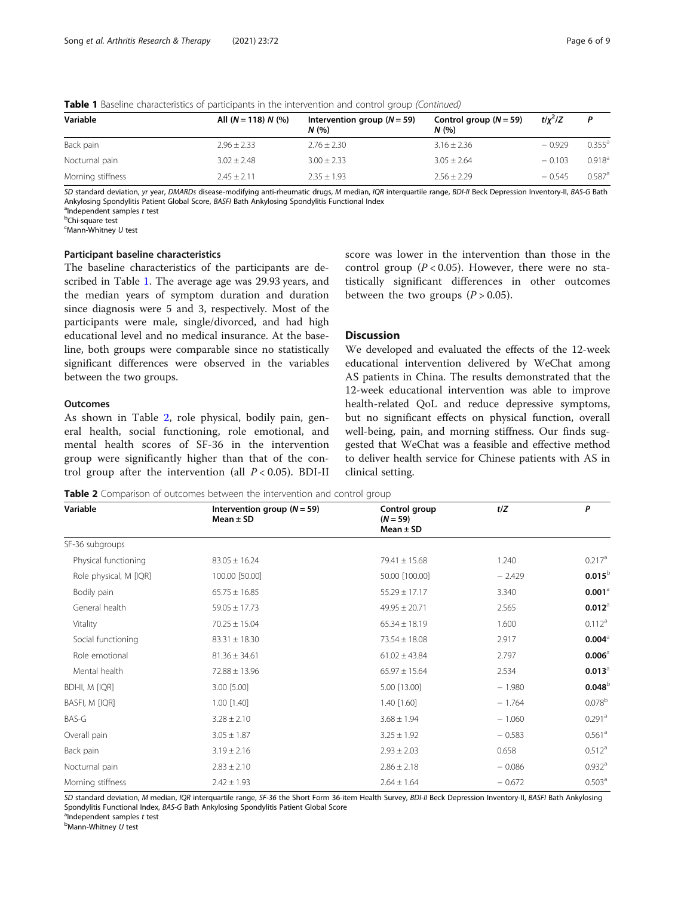**Table 1** Baseline characteristics of participants in the intervention and control group *(Continued)*

| Variable | All (N = 118) N (%) | Intervention group (N = 59) N (%) | Control group (N = 59) N (%) | $t/\chi^2/Z$ | P |
|---|---|---|---|---|---|
| Back pain | 2.96 ± 2.33 | 2.76 ± 2.30 | 3.16 ± 2.36 | − 0.929 | 0.355[a] |
| Nocturnal pain | 3.02 ± 2.48 | 3.00 ± 2.33 | 3.05 ± 2.64 | − 0.103 | 0.918[a] |
| Morning stiffness | 2.45 ± 2.11 | 2.35 ± 1.93 | 2.56 ± 2.29 | − 0.545 | 0.587[a] |

*SD* standard deviation, *yr* year, *DMARDs* disease-modifying anti-rheumatic drugs, *M* median, *IQR* interquartile range, *BDI-II* Beck Depression Inventory-II, *BAS-G* Bath Ankylosing Spondylitis Patient Global Score, *BASFI* Bath Ankylosing Spondylitis Functional Index
[a]Independent samples *t* test
[b]Chi-square test
[c]Mann-Whitney *U* test

### Participant baseline characteristics

The baseline characteristics of the participants are described in Table 1. The average age was 29.93 years, and the median years of symptom duration and duration since diagnosis were 5 and 3, respectively. Most of the participants were male, single/divorced, and had high educational level and no medical insurance. At the baseline, both groups were comparable since no statistically significant differences were observed in the variables between the two groups.

### Outcomes

As shown in Table 2, role physical, bodily pain, general health, social functioning, role emotional, and mental health scores of SF-36 in the intervention group were significantly higher than that of the control group after the intervention (all $P < 0.05$). BDI-II score was lower in the intervention than those in the control group ($P < 0.05$). However, there were no statistically significant differences in other outcomes between the two groups ($P > 0.05$).

## Discussion

We developed and evaluated the effects of the 12-week educational intervention delivered by WeChat among AS patients in China. The results demonstrated that the 12-week educational intervention was able to improve health-related QoL and reduce depressive symptoms, but no significant effects on physical function, overall well-being, pain, and morning stiffness. Our finds suggested that WeChat was a feasible and effective method to deliver health service for Chinese patients with AS in clinical setting.

**Table 2** Comparison of outcomes between the intervention and control group

| Variable | Intervention group (N = 59) Mean ± SD | Control group (N = 59) Mean ± SD | t/Z | P |
|---|---|---|---|---|
| SF-36 subgroups | | | | |
| Physical functioning | 83.05 ± 16.24 | 79.41 ± 15.68 | 1.240 | 0.217[a] |
| Role physical, M [IQR] | 100.00 [50.00] | 50.00 [100.00] | − 2.429 | **0.015**[b] |
| Bodily pain | 65.75 ± 16.85 | 55.29 ± 17.17 | 3.340 | **0.001**[a] |
| General health | 59.05 ± 17.73 | 49.95 ± 20.71 | 2.565 | **0.012**[a] |
| Vitality | 70.25 ± 15.04 | 65.34 ± 18.19 | 1.600 | 0.112[a] |
| Social functioning | 83.31 ± 18.30 | 73.54 ± 18.08 | 2.917 | **0.004**[a] |
| Role emotional | 81.36 ± 34.61 | 61.02 ± 43.84 | 2.797 | **0.006**[a] |
| Mental health | 72.88 ± 13.96 | 65.97 ± 15.64 | 2.534 | **0.013**[a] |
| BDI-II, M [IQR] | 3.00 [5.00] | 5.00 [13.00] | − 1.980 | **0.048**[b] |
| BASFI, M [IQR] | 1.00 [1.40] | 1.40 [1.60] | − 1.764 | 0.078[b] |
| BAS-G | 3.28 ± 2.10 | 3.68 ± 1.94 | − 1.060 | 0.291[a] |
| Overall pain | 3.05 ± 1.87 | 3.25 ± 1.92 | − 0.583 | 0.561[a] |
| Back pain | 3.19 ± 2.16 | 2.93 ± 2.03 | 0.658 | 0.512[a] |
| Nocturnal pain | 2.83 ± 2.10 | 2.86 ± 2.18 | − 0.086 | 0.932[a] |
| Morning stiffness | 2.42 ± 1.93 | 2.64 ± 1.64 | − 0.672 | 0.503[a] |

*SD* standard deviation, *M* median, *IQR* interquartile range, *SF-36* the Short Form 36-item Health Survey, *BDI-II* Beck Depression Inventory-II, *BASFI* Bath Ankylosing Spondylitis Functional Index, *BAS-G* Bath Ankylosing Spondylitis Patient Global Score
[a]Independent samples *t* test
[b]Mann-Whitney *U* test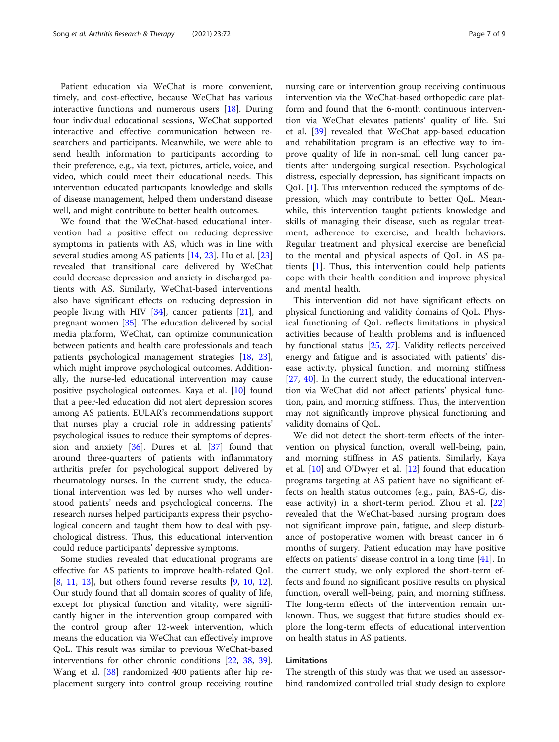Patient education via WeChat is more convenient, timely, and cost-effective, because WeChat has various interactive functions and numerous users [18]. During four individual educational sessions, WeChat supported interactive and effective communication between researchers and participants. Meanwhile, we were able to send health information to participants according to their preference, e.g., via text, pictures, article, voice, and video, which could meet their educational needs. This intervention educated participants knowledge and skills of disease management, helped them understand disease well, and might contribute to better health outcomes.

We found that the WeChat-based educational intervention had a positive effect on reducing depressive symptoms in patients with AS, which was in line with several studies among AS patients [14, 23]. Hu et al. [23] revealed that transitional care delivered by WeChat could decrease depression and anxiety in discharged patients with AS. Similarly, WeChat-based interventions also have significant effects on reducing depression in people living with HIV [34], cancer patients [21], and pregnant women [35]. The education delivered by social media platform, WeChat, can optimize communication between patients and health care professionals and teach patients psychological management strategies [18, 23], which might improve psychological outcomes. Additionally, the nurse-led educational intervention may cause positive psychological outcomes. Kaya et al. [10] found that a peer-led education did not alert depression scores among AS patients. EULAR's recommendations support that nurses play a crucial role in addressing patients' psychological issues to reduce their symptoms of depression and anxiety [36]. Dures et al. [37] found that around three-quarters of patients with inflammatory arthritis prefer for psychological support delivered by rheumatology nurses. In the current study, the educational intervention was led by nurses who well understood patients' needs and psychological concerns. The research nurses helped participants express their psychological concern and taught them how to deal with psychological distress. Thus, this educational intervention could reduce participants' depressive symptoms.

Some studies revealed that educational programs are effective for AS patients to improve health-related QoL [8, 11, 13], but others found reverse results [9, 10, 12]. Our study found that all domain scores of quality of life, except for physical function and vitality, were significantly higher in the intervention group compared with the control group after 12-week intervention, which means the education via WeChat can effectively improve QoL. This result was similar to previous WeChat-based interventions for other chronic conditions [22, 38, 39]. Wang et al. [38] randomized 400 patients after hip replacement surgery into control group receiving routine nursing care or intervention group receiving continuous intervention via the WeChat-based orthopedic care platform and found that the 6-month continuous intervention via WeChat elevates patients' quality of life. Sui et al. [39] revealed that WeChat app-based education and rehabilitation program is an effective way to improve quality of life in non-small cell lung cancer patients after undergoing surgical resection. Psychological distress, especially depression, has significant impacts on QoL [1]. This intervention reduced the symptoms of depression, which may contribute to better QoL. Meanwhile, this intervention taught patients knowledge and skills of managing their disease, such as regular treatment, adherence to exercise, and health behaviors. Regular treatment and physical exercise are beneficial to the mental and physical aspects of QoL in AS patients [1]. Thus, this intervention could help patients cope with their health condition and improve physical and mental health.

This intervention did not have significant effects on physical functioning and validity domains of QoL. Physical functioning of QoL reflects limitations in physical activities because of health problems and is influenced by functional status [25, 27]. Validity reflects perceived energy and fatigue and is associated with patients' disease activity, physical function, and morning stiffness [27, 40]. In the current study, the educational intervention via WeChat did not affect patients' physical function, pain, and morning stiffness. Thus, the intervention may not significantly improve physical functioning and validity domains of QoL.

We did not detect the short-term effects of the intervention on physical function, overall well-being, pain, and morning stiffness in AS patients. Similarly, Kaya et al. [10] and O'Dwyer et al. [12] found that education programs targeting at AS patient have no significant effects on health status outcomes (e.g., pain, BAS-G, disease activity) in a short-term period. Zhou et al. [22] revealed that the WeChat-based nursing program does not significant improve pain, fatigue, and sleep disturbance of postoperative women with breast cancer in 6 months of surgery. Patient education may have positive effects on patients' disease control in a long time [41]. In the current study, we only explored the short-term effects and found no significant positive results on physical function, overall well-being, pain, and morning stiffness. The long-term effects of the intervention remain unknown. Thus, we suggest that future studies should explore the long-term effects of educational intervention on health status in AS patients.

### Limitations

The strength of this study was that we used an assessor-bind randomized controlled trial study design to explore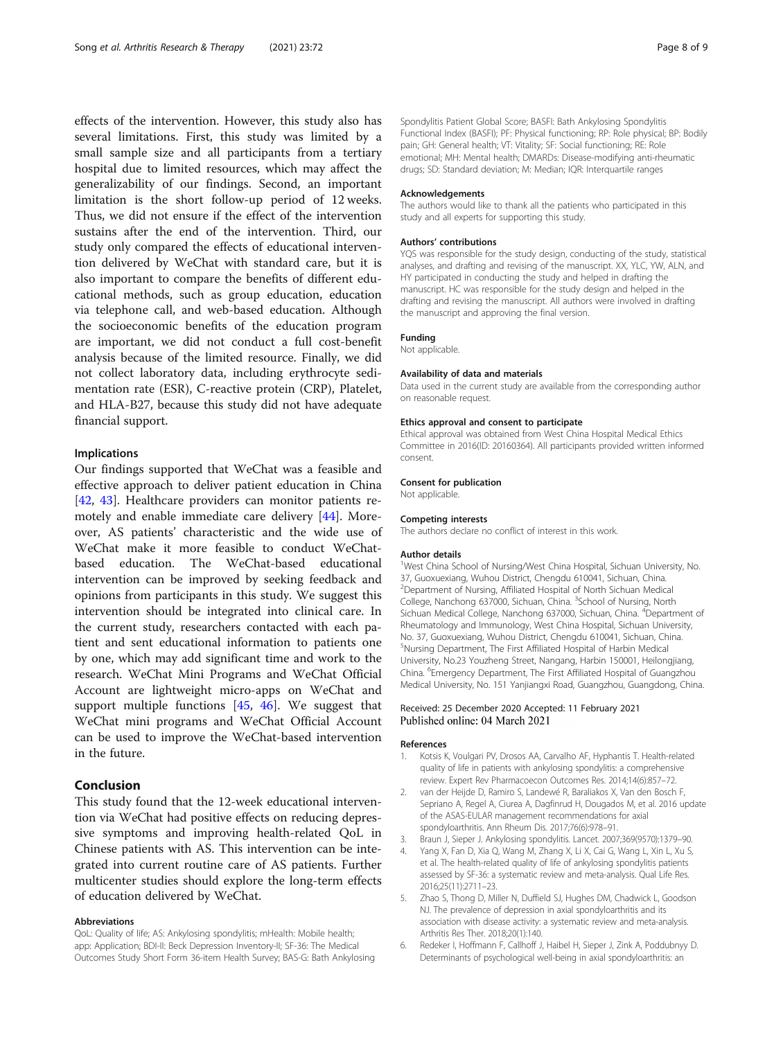effects of the intervention. However, this study also has several limitations. First, this study was limited by a small sample size and all participants from a tertiary hospital due to limited resources, which may affect the generalizability of our findings. Second, an important limitation is the short follow-up period of 12 weeks. Thus, we did not ensure if the effect of the intervention sustains after the end of the intervention. Third, our study only compared the effects of educational intervention delivered by WeChat with standard care, but it is also important to compare the benefits of different educational methods, such as group education, education via telephone call, and web-based education. Although the socioeconomic benefits of the education program are important, we did not conduct a full cost-benefit analysis because of the limited resource. Finally, we did not collect laboratory data, including erythrocyte sedimentation rate (ESR), C-reactive protein (CRP), Platelet, and HLA-B27, because this study did not have adequate financial support.

### Implications

Our findings supported that WeChat was a feasible and effective approach to deliver patient education in China [42, 43]. Healthcare providers can monitor patients remotely and enable immediate care delivery [44]. Moreover, AS patients' characteristic and the wide use of WeChat make it more feasible to conduct WeChat-based education. The WeChat-based educational intervention can be improved by seeking feedback and opinions from participants in this study. We suggest this intervention should be integrated into clinical care. In the current study, researchers contacted with each patient and sent educational information to patients one by one, which may add significant time and work to the research. WeChat Mini Programs and WeChat Official Account are lightweight micro-apps on WeChat and support multiple functions [45, 46]. We suggest that WeChat mini programs and WeChat Official Account can be used to improve the WeChat-based intervention in the future.

## Conclusion

This study found that the 12-week educational intervention via WeChat had positive effects on reducing depressive symptoms and improving health-related QoL in Chinese patients with AS. This intervention can be integrated into current routine care of AS patients. Further multicenter studies should explore the long-term effects of education delivered by WeChat.

#### Abbreviations

QoL: Quality of life; AS: Ankylosing spondylitis; mHealth: Mobile health; app: Application; BDI-II: Beck Depression Inventory-II; SF-36: The Medical Outcomes Study Short Form 36-item Health Survey; BAS-G: Bath Ankylosing Spondylitis Patient Global Score; BASFI: Bath Ankylosing Spondylitis Functional Index (BASFI); PF: Physical functioning; RP: Role physical; BP: Bodily pain; GH: General health; VT: Vitality; SF: Social functioning; RE: Role emotional; MH: Mental health; DMARDs: Disease-modifying anti-rheumatic drugs; SD: Standard deviation; M: Median; IQR: Interquartile ranges

#### Acknowledgements

The authors would like to thank all the patients who participated in this study and all experts for supporting this study.

#### Authors' contributions

YQS was responsible for the study design, conducting of the study, statistical analyses, and drafting and revising of the manuscript. XX, YLC, YW, ALN, and HY participated in conducting the study and helped in drafting the manuscript. HC was responsible for the study design and helped in the drafting and revising the manuscript. All authors were involved in drafting the manuscript and approving the final version.

#### Funding

Not applicable.

#### Availability of data and materials

Data used in the current study are available from the corresponding author on reasonable request.

#### Ethics approval and consent to participate

Ethical approval was obtained from West China Hospital Medical Ethics Committee in 2016(ID: 20160364). All participants provided written informed consent.

#### Consent for publication

Not applicable.

#### Competing interests

The authors declare no conflict of interest in this work.

#### Author details

[1]West China School of Nursing/West China Hospital, Sichuan University, No. 37, Guoxuexiang, Wuhou District, Chengdu 610041, Sichuan, China. [2]Department of Nursing, Affiliated Hospital of North Sichuan Medical College, Nanchong 637000, Sichuan, China. [3]School of Nursing, North Sichuan Medical College, Nanchong 637000, Sichuan, China. [4]Department of Rheumatology and Immunology, West China Hospital, Sichuan University, No. 37, Guoxuexiang, Wuhou District, Chengdu 610041, Sichuan, China. [5]Nursing Department, The First Affiliated Hospital of Harbin Medical University, No.23 Youzheng Street, Nangang, Harbin 150001, Heilongjiang, China. [6]Emergency Department, The First Affiliated Hospital of Guangzhou Medical University, No. 151 Yanjiangxi Road, Guangzhou, Guangdong, China.

Received: 25 December 2020 Accepted: 11 February 2021
Published online: 04 March 2021

#### References

1. Kotsis K, Voulgari PV, Drosos AA, Carvalho AF, Hyphantis T. Health-related quality of life in patients with ankylosing spondylitis: a comprehensive review. Expert Rev Pharmacoecon Outcomes Res. 2014;14(6):857–72.
2. van der Heijde D, Ramiro S, Landewé R, Baraliakos X, Van den Bosch F, Sepriano A, Regel A, Ciurea A, Dagfinrud H, Dougados M, et al. 2016 update of the ASAS-EULAR management recommendations for axial spondyloarthritis. Ann Rheum Dis. 2017;76(6):978–91.
3. Braun J, Sieper J. Ankylosing spondylitis. Lancet. 2007;369(9570):1379–90.
4. Yang X, Fan D, Xia Q, Wang M, Zhang X, Li X, Cai G, Wang L, Xin L, Xu S, et al. The health-related quality of life of ankylosing spondylitis patients assessed by SF-36: a systematic review and meta-analysis. Qual Life Res. 2016;25(11):2711–23.
5. Zhao S, Thong D, Miller N, Duffield SJ, Hughes DM, Chadwick L, Goodson NJ. The prevalence of depression in axial spondyloarthritis and its association with disease activity: a systematic review and meta-analysis. Arthritis Res Ther. 2018;20(1):140.
6. Redeker I, Hoffmann F, Callhoff J, Haibel H, Sieper J, Zink A, Poddubnyy D. Determinants of psychological well-being in axial spondyloarthritis: an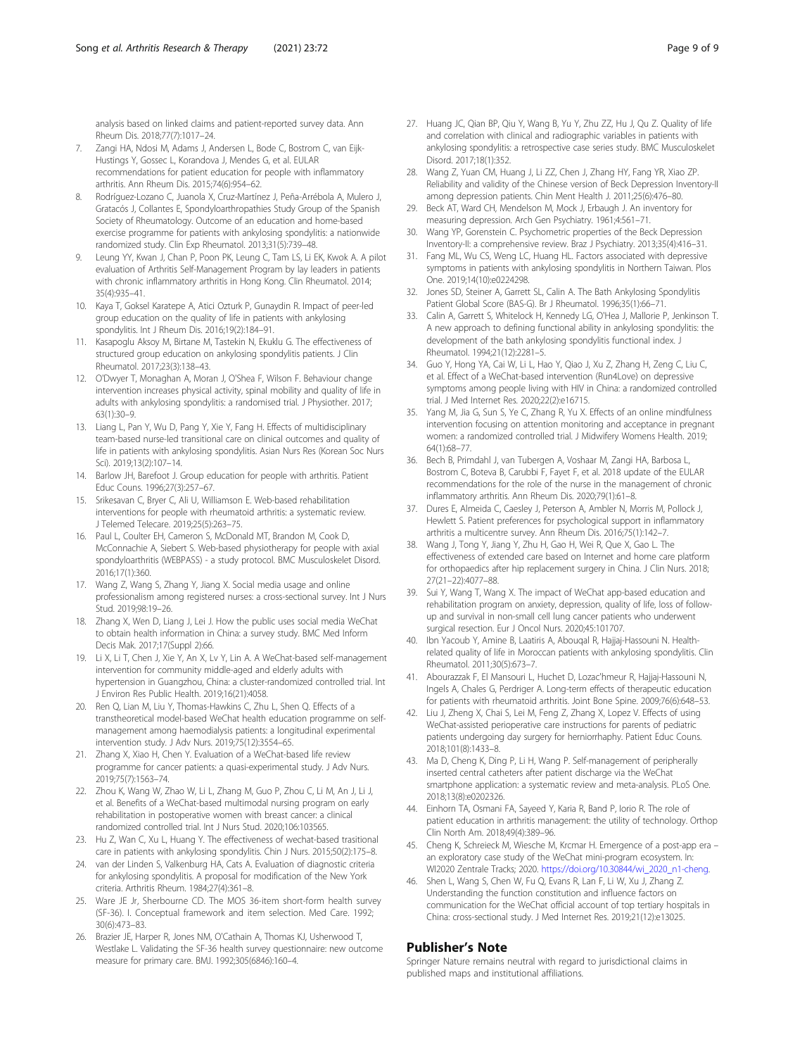analysis based on linked claims and patient-reported survey data. Ann Rheum Dis. 2018;77(7):1017–24.

7. Zangi HA, Ndosi M, Adams J, Andersen L, Bode C, Bostrom C, van Eijk-Hustings Y, Gossec L, Korandova J, Mendes G, et al. EULAR recommendations for patient education for people with inflammatory arthritis. Ann Rheum Dis. 2015;74(6):954–62.
8. Rodríguez-Lozano C, Juanola X, Cruz-Martínez J, Peña-Arrébola A, Mulero J, Gratacós J, Collantes E, Spondyloarthropathies Study Group of the Spanish Society of Rheumatology. Outcome of an education and home-based exercise programme for patients with ankylosing spondylitis: a nationwide randomized study. Clin Exp Rheumatol. 2013;31(5):739–48.
9. Leung YY, Kwan J, Chan P, Poon PK, Leung C, Tam LS, Li EK, Kwok A. A pilot evaluation of Arthritis Self-Management Program by lay leaders in patients with chronic inflammatory arthritis in Hong Kong. Clin Rheumatol. 2014; 35(4):935–41.
10. Kaya T, Goksel Karatepe A, Atici Ozturk P, Gunaydin R. Impact of peer-led group education on the quality of life in patients with ankylosing spondylitis. Int J Rheum Dis. 2016;19(2):184–91.
11. Kasapoglu Aksoy M, Birtane M, Tastekin N, Ekuklu G. The effectiveness of structured group education on ankylosing spondylitis patients. J Clin Rheumatol. 2017;23(3):138–43.
12. O'Dwyer T, Monaghan A, Moran J, O'Shea F, Wilson F. Behaviour change intervention increases physical activity, spinal mobility and quality of life in adults with ankylosing spondylitis: a randomised trial. J Physiother. 2017; 63(1):30–9.
13. Liang L, Pan Y, Wu D, Pang Y, Xie Y, Fang H. Effects of multidisciplinary team-based nurse-led transitional care on clinical outcomes and quality of life in patients with ankylosing spondylitis. Asian Nurs Res (Korean Soc Nurs Sci). 2019;13(2):107–14.
14. Barlow JH, Barefoot J. Group education for people with arthritis. Patient Educ Couns. 1996;27(3):257–67.
15. Srikesavan C, Bryer C, Ali U, Williamson E. Web-based rehabilitation interventions for people with rheumatoid arthritis: a systematic review. J Telemed Telecare. 2019;25(5):263–75.
16. Paul L, Coulter EH, Cameron S, McDonald MT, Brandon M, Cook D, McConnachie A, Siebert S. Web-based physiotherapy for people with axial spondyloarthritis (WEBPASS) - a study protocol. BMC Musculoskelet Disord. 2016;17(1):360.
17. Wang Z, Wang S, Zhang Y, Jiang X. Social media usage and online professionalism among registered nurses: a cross-sectional survey. Int J Nurs Stud. 2019;98:19–26.
18. Zhang X, Wen D, Liang J, Lei J. How the public uses social media WeChat to obtain health information in China: a survey study. BMC Med Inform Decis Mak. 2017;17(Suppl 2):66.
19. Li X, Li T, Chen J, Xie Y, An X, Lv Y, Lin A. A WeChat-based self-management intervention for community middle-aged and elderly adults with hypertension in Guangzhou, China: a cluster-randomized controlled trial. Int J Environ Res Public Health. 2019;16(21):4058.
20. Ren Q, Lian M, Liu Y, Thomas-Hawkins C, Zhu L, Shen Q. Effects of a transtheoretical model-based WeChat health education programme on self-management among haemodialysis patients: a longitudinal experimental intervention study. J Adv Nurs. 2019;75(12):3554–65.
21. Zhang X, Xiao H, Chen Y. Evaluation of a WeChat-based life review programme for cancer patients: a quasi-experimental study. J Adv Nurs. 2019;75(7):1563–74.
22. Zhou K, Wang W, Zhao W, Li L, Zhang M, Guo P, Zhou C, Li M, An J, Li J, et al. Benefits of a WeChat-based multimodal nursing program on early rehabilitation in postoperative women with breast cancer: a clinical randomized controlled trial. Int J Nurs Stud. 2020;106:103565.
23. Hu Z, Wan C, Xu L, Huang Y. The effectiveness of wechat-based trasitional care in patients with ankylosing spondylitis. Chin J Nurs. 2015;50(2):175–8.
24. van der Linden S, Valkenburg HA, Cats A. Evaluation of diagnostic criteria for ankylosing spondylitis. A proposal for modification of the New York criteria. Arthritis Rheum. 1984;27(4):361–8.
25. Ware JE Jr, Sherbourne CD. The MOS 36-item short-form health survey (SF-36). I. Conceptual framework and item selection. Med Care. 1992; 30(6):473–83.
26. Brazier JE, Harper R, Jones NM, O'Cathain A, Thomas KJ, Usherwood T, Westlake L. Validating the SF-36 health survey questionnaire: new outcome measure for primary care. BMJ. 1992;305(6846):160–4.
27. Huang JC, Qian BP, Qiu Y, Wang B, Yu Y, Zhu ZZ, Hu J, Qu Z. Quality of life and correlation with clinical and radiographic variables in patients with ankylosing spondylitis: a retrospective case series study. BMC Musculoskelet Disord. 2017;18(1):352.
28. Wang Z, Yuan CM, Huang J, Li ZZ, Chen J, Zhang HY, Fang YR, Xiao ZP. Reliability and validity of the Chinese version of Beck Depression Inventory-II among depression patients. Chin Ment Health J. 2011;25(6):476–80.
29. Beck AT, Ward CH, Mendelson M, Mock J, Erbaugh J. An inventory for measuring depression. Arch Gen Psychiatry. 1961;4:561–71.
30. Wang YP, Gorenstein C. Psychometric properties of the Beck Depression Inventory-II: a comprehensive review. Braz J Psychiatry. 2013;35(4):416–31.
31. Fang ML, Wu CS, Weng LC, Huang HL. Factors associated with depressive symptoms in patients with ankylosing spondylitis in Northern Taiwan. Plos One. 2019;14(10):e0224298.
32. Jones SD, Steiner A, Garrett SL, Calin A. The Bath Ankylosing Spondylitis Patient Global Score (BAS-G). Br J Rheumatol. 1996;35(1):66–71.
33. Calin A, Garrett S, Whitelock H, Kennedy LG, O'Hea J, Mallorie P, Jenkinson T. A new approach to defining functional ability in ankylosing spondylitis: the development of the bath ankylosing spondylitis functional index. J Rheumatol. 1994;21(12):2281–5.
34. Guo Y, Hong YA, Cai W, Li L, Hao Y, Qiao J, Xu Z, Zhang H, Zeng C, Liu C, et al. Effect of a WeChat-based intervention (Run4Love) on depressive symptoms among people living with HIV in China: a randomized controlled trial. J Med Internet Res. 2020;22(2):e16715.
35. Yang M, Jia G, Sun S, Ye C, Zhang R, Yu X. Effects of an online mindfulness intervention focusing on attention monitoring and acceptance in pregnant women: a randomized controlled trial. J Midwifery Womens Health. 2019; 64(1):68–77.
36. Bech B, Primdahl J, van Tubergen A, Voshaar M, Zangi HA, Barbosa L, Bostrom C, Boteva B, Carubbi F, Fayet F, et al. 2018 update of the EULAR recommendations for the role of the nurse in the management of chronic inflammatory arthritis. Ann Rheum Dis. 2020;79(1):61–8.
37. Dures E, Almeida C, Caesley J, Peterson A, Ambler N, Morris M, Pollock J, Hewlett S. Patient preferences for psychological support in inflammatory arthritis: a multicentre survey. Ann Rheum Dis. 2016;75(1):142–7.
38. Wang J, Tong Y, Jiang Y, Zhu H, Gao H, Wei R, Que X, Gao L. The effectiveness of extended care based on Internet and home care platform for orthopaedics after hip replacement surgery in China. J Clin Nurs. 2018; 27(21–22):4077–88.
39. Sui Y, Wang T, Wang X. The impact of WeChat app-based education and rehabilitation program on anxiety, depression, quality of life, loss of follow-up and survival in non-small cell lung cancer patients who underwent surgical resection. Eur J Oncol Nurs. 2020;45:101707.
40. Ibn Yacoub Y, Amine B, Laatiris A, Abouqal R, Hajjaj-Hassouni N. Health-related quality of life in Moroccan patients with ankylosing spondylitis. Clin Rheumatol. 2011;30(5):673–7.
41. Abourazzak F, El Mansouri L, Huchet D, Lozac'hmeur R, Hajjaj-Hassouni N, Ingels A, Chales G, Perdriger A. Long-term effects of therapeutic education for patients with rheumatoid arthritis. Joint Bone Spine. 2009;76(6):648–53.
42. Liu J, Zheng X, Chai S, Lei M, Feng Z, Zhang X, Lopez V. Effects of using WeChat-assisted perioperative care instructions for parents of pediatric patients undergoing day surgery for herniorrhaphy. Patient Educ Couns. 2018;101(8):1433–8.
43. Ma D, Cheng K, Ding P, Li H, Wang P. Self-management of peripherally inserted central catheters after patient discharge via the WeChat smartphone application: a systematic review and meta-analysis. PLoS One. 2018;13(8):e0202326.
44. Einhorn TA, Osmani FA, Sayeed Y, Karia R, Band P, Iorio R. The role of patient education in arthritis management: the utility of technology. Orthop Clin North Am. 2018;49(4):389–96.
45. Cheng K, Schreieck M, Wiesche M, Krcmar H. Emergence of a post-app era – an exploratory case study of the WeChat mini-program ecosystem. In: WI2020 Zentrale Tracks; 2020. https://doi.org/10.30844/wi_2020_n1-cheng.
46. Shen L, Wang S, Chen W, Fu Q, Evans R, Lan F, Li W, Xu J, Zhang Z. Understanding the function constitution and influence factors on communication for the WeChat official account of top tertiary hospitals in China: cross-sectional study. J Med Internet Res. 2019;21(12):e13025.

## Publisher's Note

Springer Nature remains neutral with regard to jurisdictional claims in published maps and institutional affiliations.